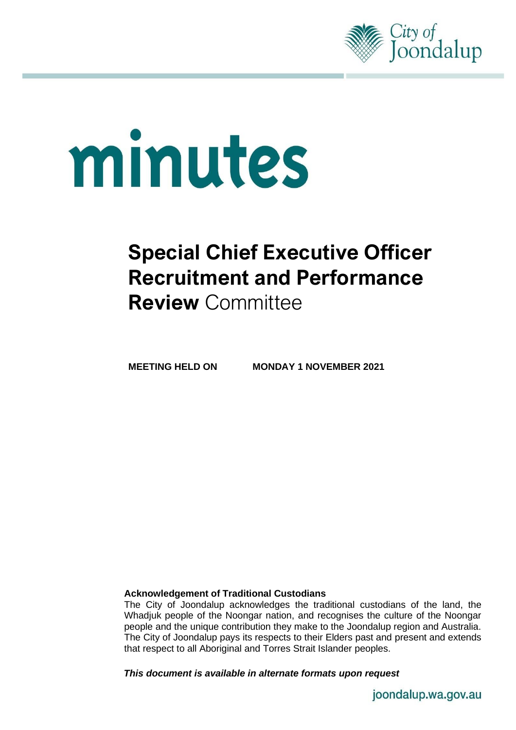City of Joondalup

# minutes

# Special Chief Executive Officer Recruitment and Performance Review Committee

**MEETING HELD ON** **MONDAY 1 NOVEMBER 2021**

**Acknowledgement of Traditional Custodians**

The City of Joondalup acknowledges the traditional custodians of the land, the Whadjuk people of the Noongar nation, and recognises the culture of the Noongar people and the unique contribution they make to the Joondalup region and Australia. The City of Joondalup pays its respects to their Elders past and present and extends that respect to all Aboriginal and Torres Strait Islander peoples.

***This document is available in alternate formats upon request***

joondalup.wa.gov.au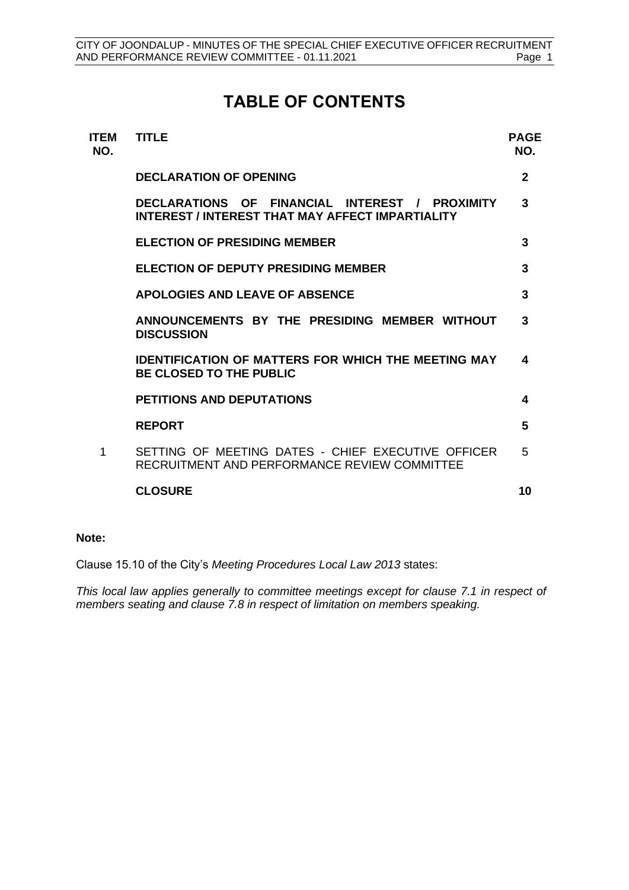# TABLE OF CONTENTS

| ITEM NO. | TITLE | PAGE NO. |
|---|---|---|
| | **DECLARATION OF OPENING** | **2** |
| | **DECLARATIONS OF FINANCIAL INTEREST / PROXIMITY INTEREST / INTEREST THAT MAY AFFECT IMPARTIALITY** | **3** |
| | **ELECTION OF PRESIDING MEMBER** | **3** |
| | **ELECTION OF DEPUTY PRESIDING MEMBER** | **3** |
| | **APOLOGIES AND LEAVE OF ABSENCE** | **3** |
| | **ANNOUNCEMENTS BY THE PRESIDING MEMBER WITHOUT DISCUSSION** | **3** |
| | **IDENTIFICATION OF MATTERS FOR WHICH THE MEETING MAY BE CLOSED TO THE PUBLIC** | **4** |
| | **PETITIONS AND DEPUTATIONS** | **4** |
| | **REPORT** | **5** |
| 1 | SETTING OF MEETING DATES - CHIEF EXECUTIVE OFFICER RECRUITMENT AND PERFORMANCE REVIEW COMMITTEE | 5 |
| | **CLOSURE** | **10** |

**Note:**

Clause 15.10 of the City's *Meeting Procedures Local Law 2013* states:

*This local law applies generally to committee meetings except for clause 7.1 in respect of members seating and clause 7.8 in respect of limitation on members speaking.*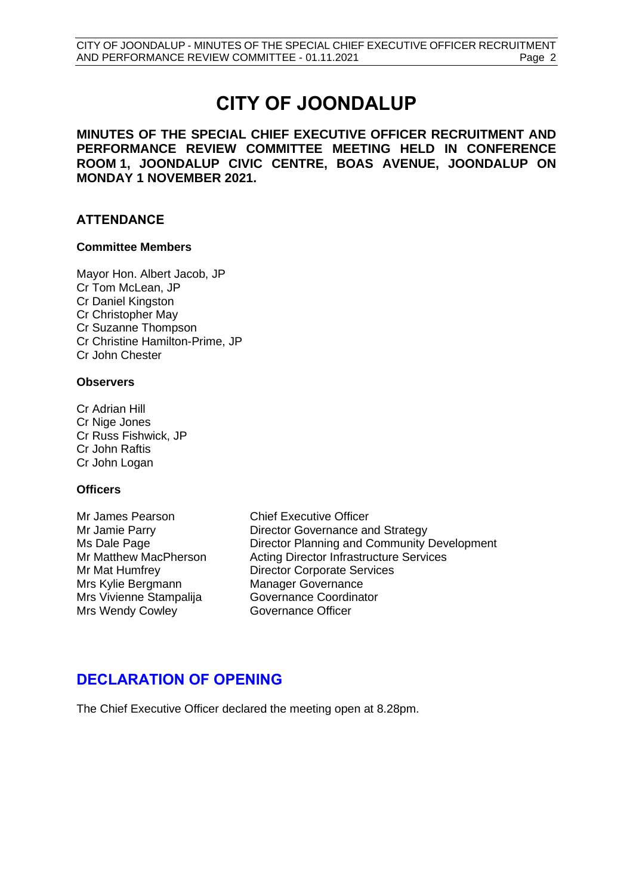# CITY OF JOONDALUP

**MINUTES OF THE SPECIAL CHIEF EXECUTIVE OFFICER RECRUITMENT AND PERFORMANCE REVIEW COMMITTEE MEETING HELD IN CONFERENCE ROOM 1, JOONDALUP CIVIC CENTRE, BOAS AVENUE, JOONDALUP ON MONDAY 1 NOVEMBER 2021.**

## ATTENDANCE

### Committee Members

Mayor Hon. Albert Jacob, JP
Cr Tom McLean, JP
Cr Daniel Kingston
Cr Christopher May
Cr Suzanne Thompson
Cr Christine Hamilton-Prime, JP
Cr John Chester

### Observers

Cr Adrian Hill
Cr Nige Jones
Cr Russ Fishwick, JP
Cr John Raftis
Cr John Logan

### Officers

| | |
|---|---|
| Mr James Pearson | Chief Executive Officer |
| Mr Jamie Parry | Director Governance and Strategy |
| Ms Dale Page | Director Planning and Community Development |
| Mr Matthew MacPherson | Acting Director Infrastructure Services |
| Mr Mat Humfrey | Director Corporate Services |
| Mrs Kylie Bergmann | Manager Governance |
| Mrs Vivienne Stampalija | Governance Coordinator |
| Mrs Wendy Cowley | Governance Officer |

## DECLARATION OF OPENING

The Chief Executive Officer declared the meeting open at 8.28pm.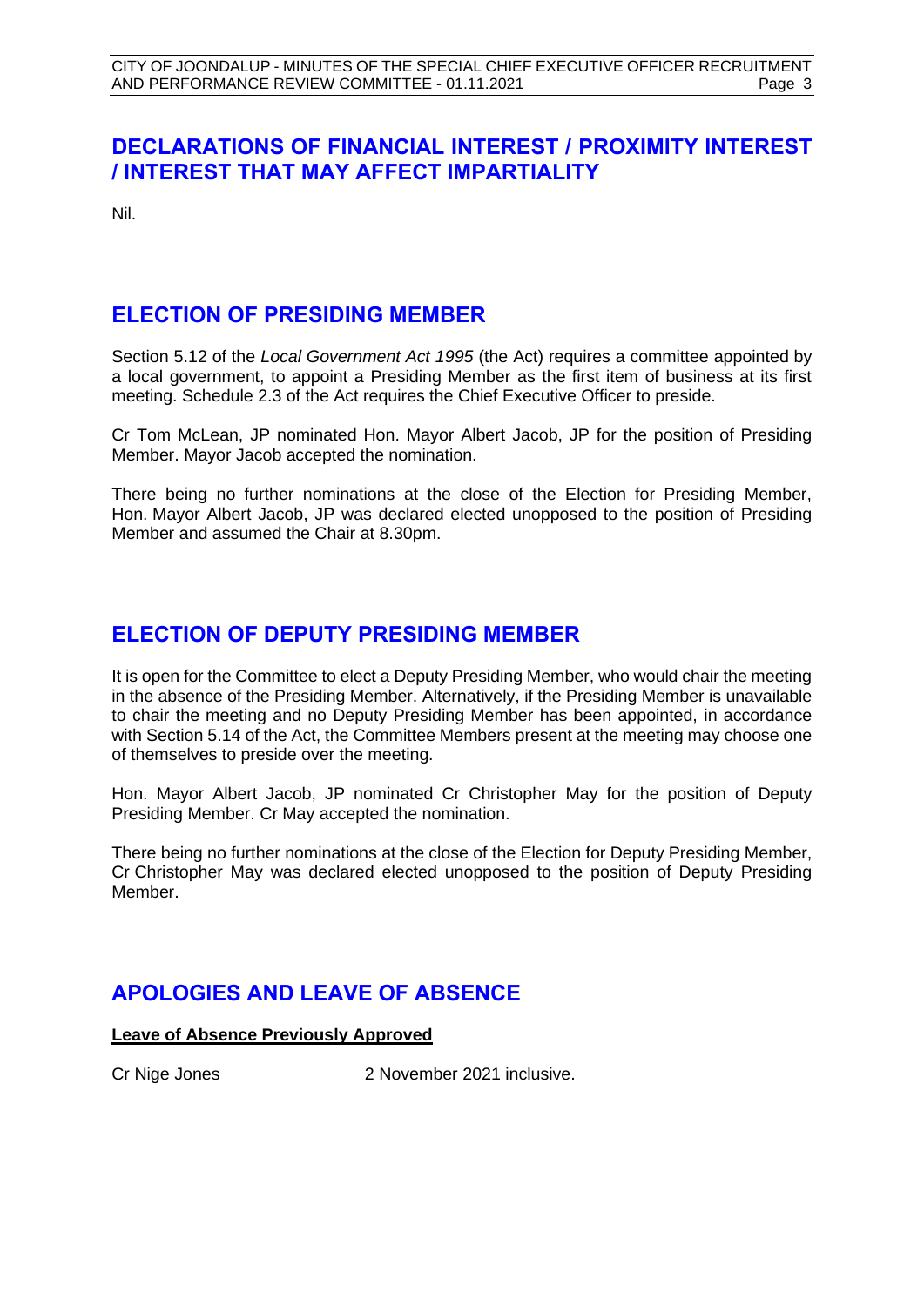## DECLARATIONS OF FINANCIAL INTEREST / PROXIMITY INTEREST / INTEREST THAT MAY AFFECT IMPARTIALITY

Nil.

## ELECTION OF PRESIDING MEMBER

Section 5.12 of the *Local Government Act 1995* (the Act) requires a committee appointed by a local government, to appoint a Presiding Member as the first item of business at its first meeting. Schedule 2.3 of the Act requires the Chief Executive Officer to preside.

Cr Tom McLean, JP nominated Hon. Mayor Albert Jacob, JP for the position of Presiding Member. Mayor Jacob accepted the nomination.

There being no further nominations at the close of the Election for Presiding Member, Hon. Mayor Albert Jacob, JP was declared elected unopposed to the position of Presiding Member and assumed the Chair at 8.30pm.

## ELECTION OF DEPUTY PRESIDING MEMBER

It is open for the Committee to elect a Deputy Presiding Member, who would chair the meeting in the absence of the Presiding Member. Alternatively, if the Presiding Member is unavailable to chair the meeting and no Deputy Presiding Member has been appointed, in accordance with Section 5.14 of the Act, the Committee Members present at the meeting may choose one of themselves to preside over the meeting.

Hon. Mayor Albert Jacob, JP nominated Cr Christopher May for the position of Deputy Presiding Member. Cr May accepted the nomination.

There being no further nominations at the close of the Election for Deputy Presiding Member, Cr Christopher May was declared elected unopposed to the position of Deputy Presiding Member.

## APOLOGIES AND LEAVE OF ABSENCE

**Leave of Absence Previously Approved**

Cr Nige Jones 2 November 2021 inclusive.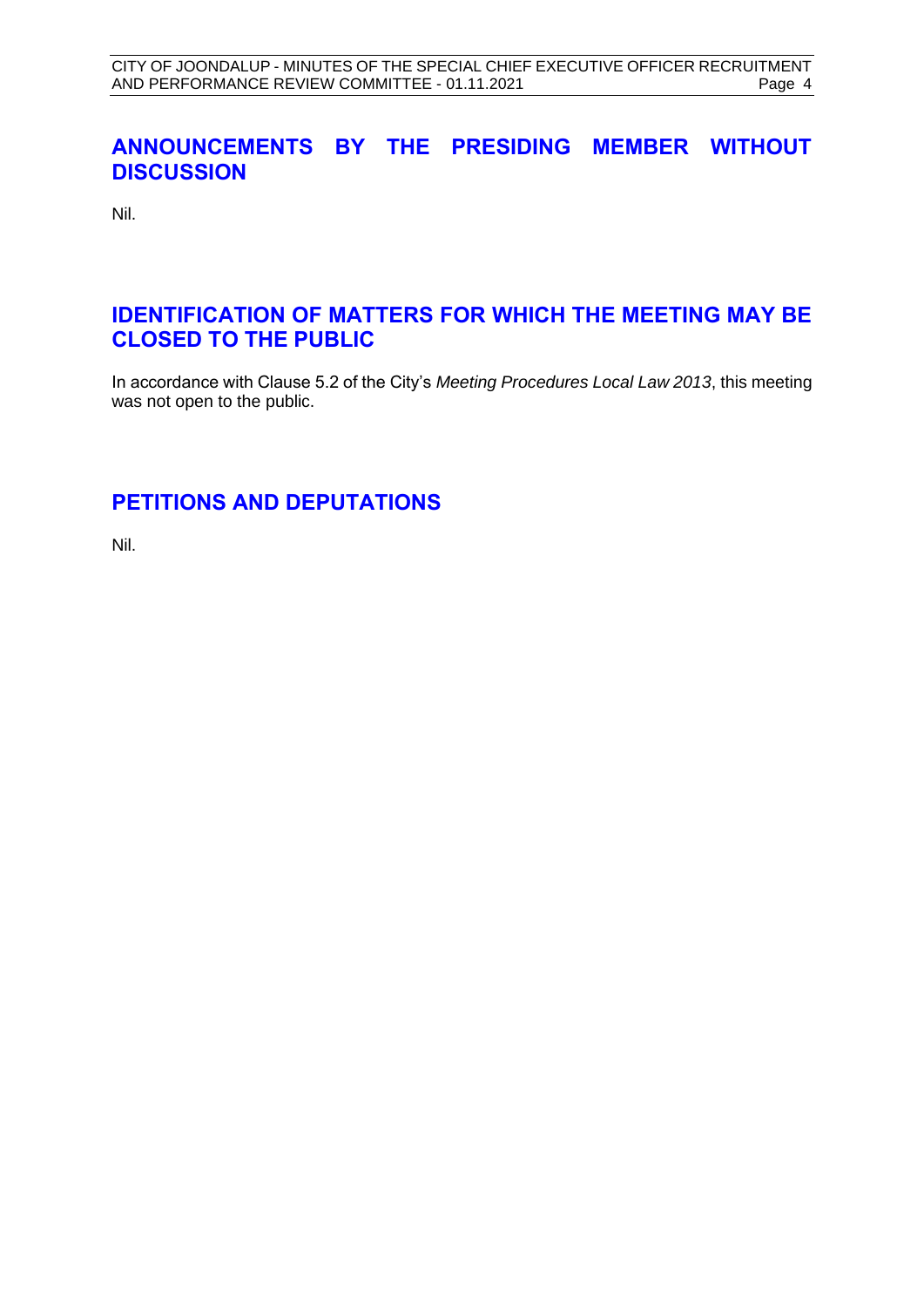## ANNOUNCEMENTS BY THE PRESIDING MEMBER WITHOUT DISCUSSION

Nil.

## IDENTIFICATION OF MATTERS FOR WHICH THE MEETING MAY BE CLOSED TO THE PUBLIC

In accordance with Clause 5.2 of the City's *Meeting Procedures Local Law 2013*, this meeting was not open to the public.

## PETITIONS AND DEPUTATIONS

Nil.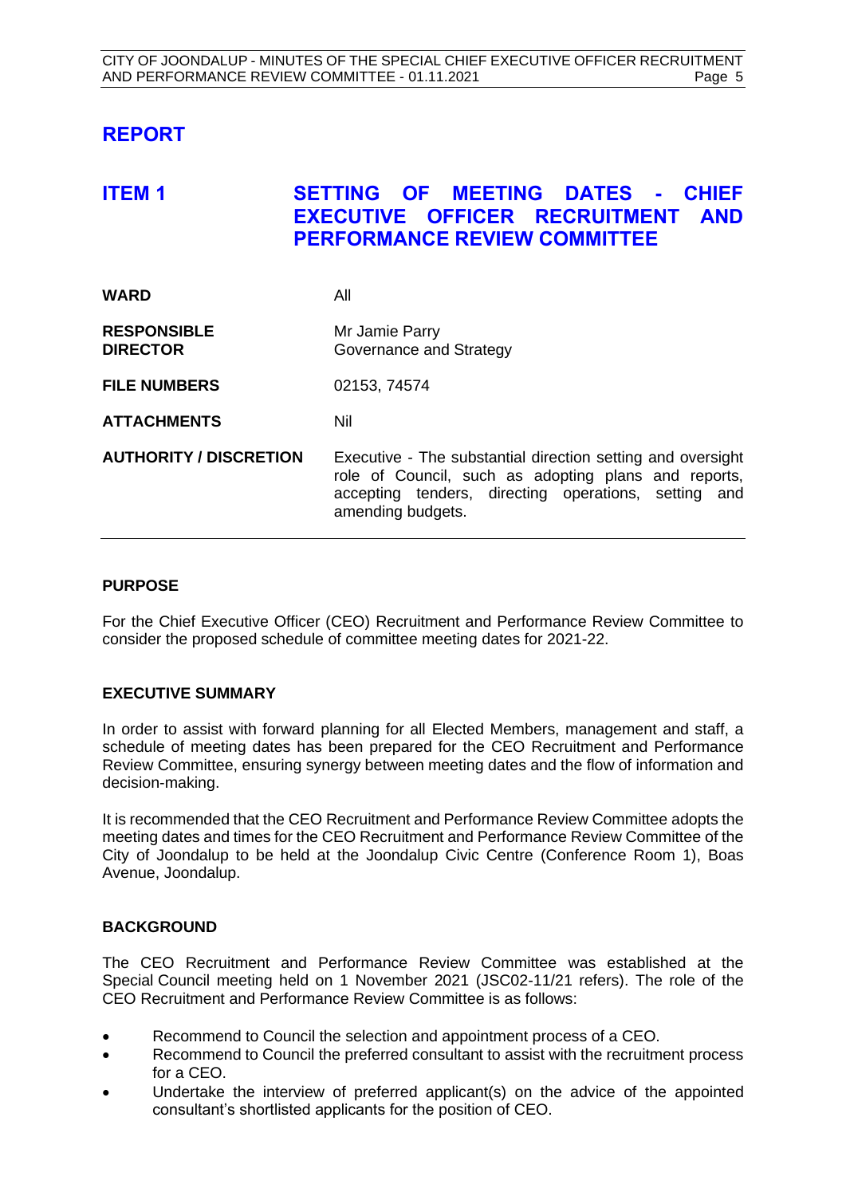# REPORT

## ITEM 1 SETTING OF MEETING DATES - CHIEF EXECUTIVE OFFICER RECRUITMENT AND PERFORMANCE REVIEW COMMITTEE

| | |
|---|---|
| **WARD** | All |
| **RESPONSIBLE DIRECTOR** | Mr Jamie Parry<br>Governance and Strategy |
| **FILE NUMBERS** | 02153, 74574 |
| **ATTACHMENTS** | Nil |
| **AUTHORITY / DISCRETION** | Executive - The substantial direction setting and oversight role of Council, such as adopting plans and reports, accepting tenders, directing operations, setting and amending budgets. |

### PURPOSE

For the Chief Executive Officer (CEO) Recruitment and Performance Review Committee to consider the proposed schedule of committee meeting dates for 2021-22.

### EXECUTIVE SUMMARY

In order to assist with forward planning for all Elected Members, management and staff, a schedule of meeting dates has been prepared for the CEO Recruitment and Performance Review Committee, ensuring synergy between meeting dates and the flow of information and decision-making.

It is recommended that the CEO Recruitment and Performance Review Committee adopts the meeting dates and times for the CEO Recruitment and Performance Review Committee of the City of Joondalup to be held at the Joondalup Civic Centre (Conference Room 1), Boas Avenue, Joondalup.

### BACKGROUND

The CEO Recruitment and Performance Review Committee was established at the Special Council meeting held on 1 November 2021 (JSC02-11/21 refers). The role of the CEO Recruitment and Performance Review Committee is as follows:

- Recommend to Council the selection and appointment process of a CEO.
- Recommend to Council the preferred consultant to assist with the recruitment process for a CEO.
- Undertake the interview of preferred applicant(s) on the advice of the appointed consultant's shortlisted applicants for the position of CEO.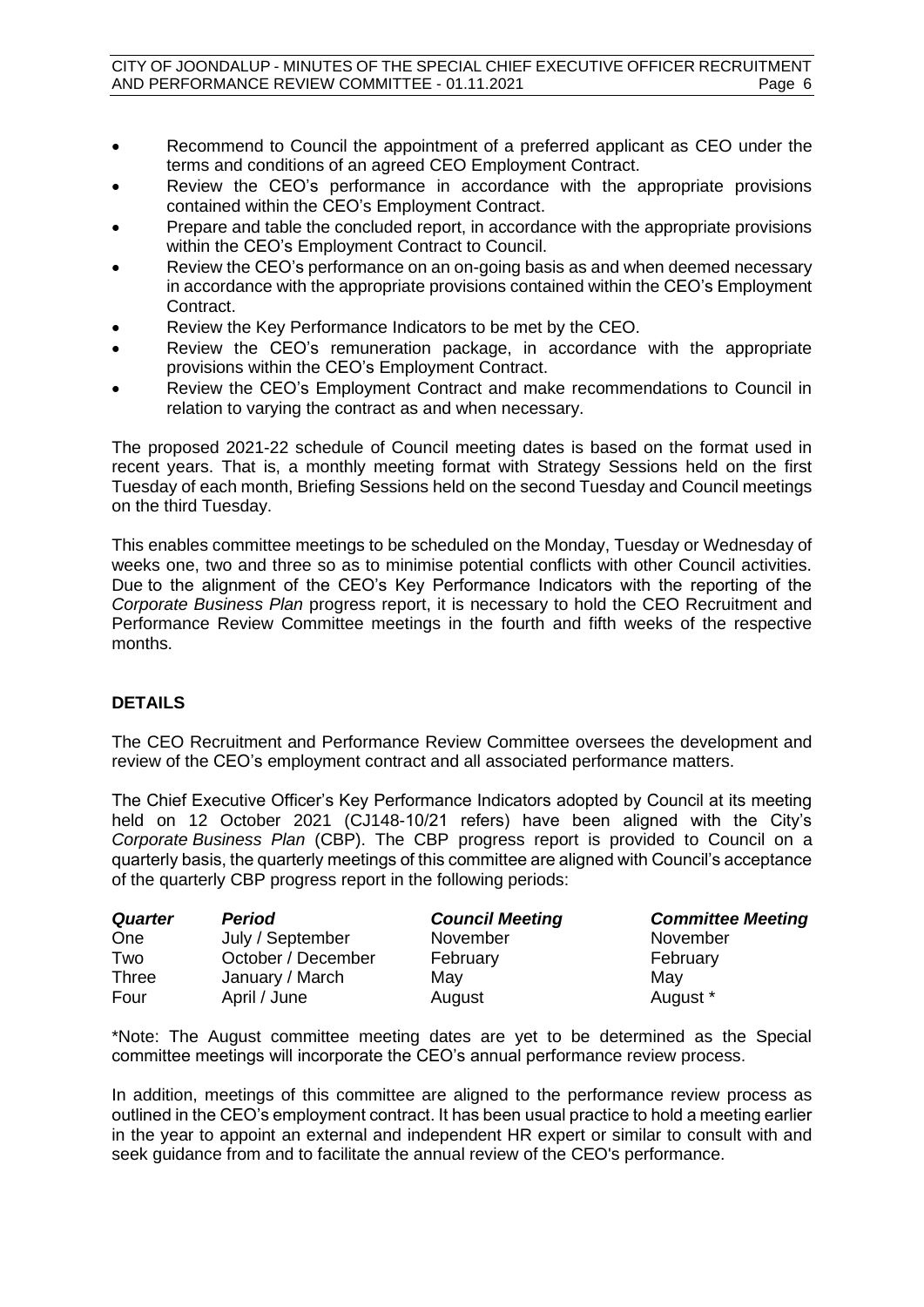- Recommend to Council the appointment of a preferred applicant as CEO under the terms and conditions of an agreed CEO Employment Contract.
- Review the CEO's performance in accordance with the appropriate provisions contained within the CEO's Employment Contract.
- Prepare and table the concluded report, in accordance with the appropriate provisions within the CEO's Employment Contract to Council.
- Review the CEO's performance on an on-going basis as and when deemed necessary in accordance with the appropriate provisions contained within the CEO's Employment Contract.
- Review the Key Performance Indicators to be met by the CEO.
- Review the CEO's remuneration package, in accordance with the appropriate provisions within the CEO's Employment Contract.
- Review the CEO's Employment Contract and make recommendations to Council in relation to varying the contract as and when necessary.

The proposed 2021-22 schedule of Council meeting dates is based on the format used in recent years. That is, a monthly meeting format with Strategy Sessions held on the first Tuesday of each month, Briefing Sessions held on the second Tuesday and Council meetings on the third Tuesday.

This enables committee meetings to be scheduled on the Monday, Tuesday or Wednesday of weeks one, two and three so as to minimise potential conflicts with other Council activities. Due to the alignment of the CEO's Key Performance Indicators with the reporting of the *Corporate Business Plan* progress report, it is necessary to hold the CEO Recruitment and Performance Review Committee meetings in the fourth and fifth weeks of the respective months.

## DETAILS

The CEO Recruitment and Performance Review Committee oversees the development and review of the CEO's employment contract and all associated performance matters.

The Chief Executive Officer's Key Performance Indicators adopted by Council at its meeting held on 12 October 2021 (CJ148-10/21 refers) have been aligned with the City's *Corporate Business Plan* (CBP). The CBP progress report is provided to Council on a quarterly basis, the quarterly meetings of this committee are aligned with Council's acceptance of the quarterly CBP progress report in the following periods:

| ***Quarter*** | ***Period*** | ***Council Meeting*** | ***Committee Meeting*** |
|---|---|---|---|
| One | July / September | November | November |
| Two | October / December | February | February |
| Three | January / March | May | May |
| Four | April / June | August | August * |

*Note: The August committee meeting dates are yet to be determined as the Special committee meetings will incorporate the CEO's annual performance review process.

In addition, meetings of this committee are aligned to the performance review process as outlined in the CEO's employment contract. It has been usual practice to hold a meeting earlier in the year to appoint an external and independent HR expert or similar to consult with and seek guidance from and to facilitate the annual review of the CEO's performance.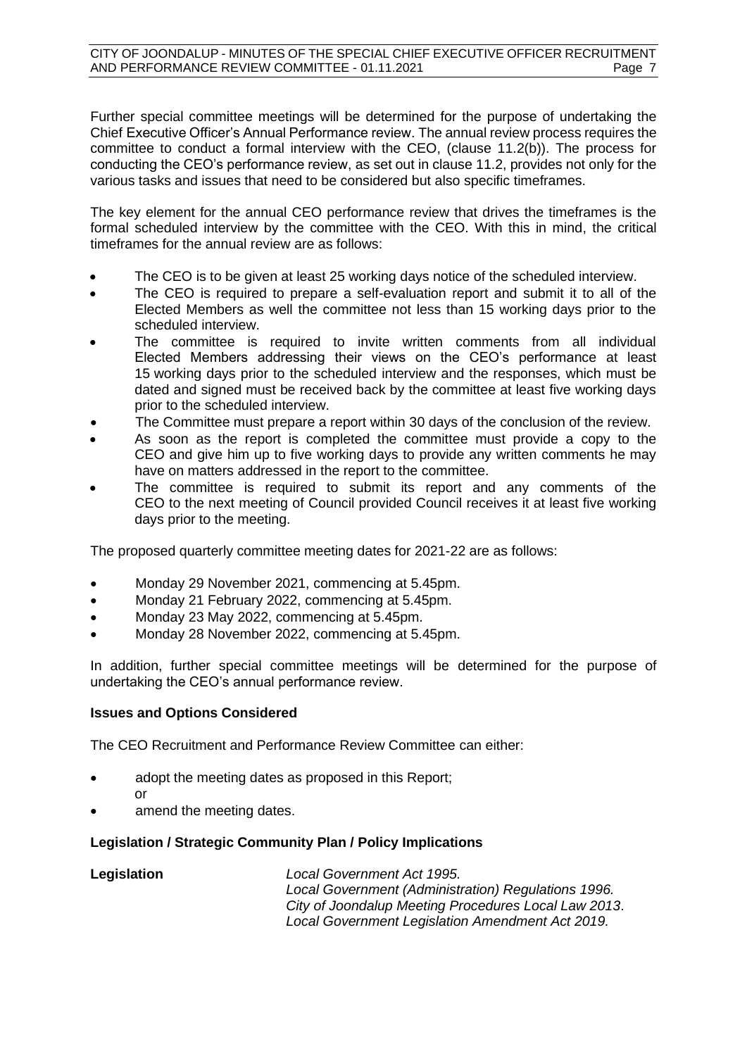Further special committee meetings will be determined for the purpose of undertaking the Chief Executive Officer's Annual Performance review. The annual review process requires the committee to conduct a formal interview with the CEO, (clause 11.2(b)). The process for conducting the CEO's performance review, as set out in clause 11.2, provides not only for the various tasks and issues that need to be considered but also specific timeframes.

The key element for the annual CEO performance review that drives the timeframes is the formal scheduled interview by the committee with the CEO. With this in mind, the critical timeframes for the annual review are as follows:

- The CEO is to be given at least 25 working days notice of the scheduled interview.
- The CEO is required to prepare a self-evaluation report and submit it to all of the Elected Members as well the committee not less than 15 working days prior to the scheduled interview.
- The committee is required to invite written comments from all individual Elected Members addressing their views on the CEO's performance at least 15 working days prior to the scheduled interview and the responses, which must be dated and signed must be received back by the committee at least five working days prior to the scheduled interview.
- The Committee must prepare a report within 30 days of the conclusion of the review.
- As soon as the report is completed the committee must provide a copy to the CEO and give him up to five working days to provide any written comments he may have on matters addressed in the report to the committee.
- The committee is required to submit its report and any comments of the CEO to the next meeting of Council provided Council receives it at least five working days prior to the meeting.

The proposed quarterly committee meeting dates for 2021-22 are as follows:

- Monday 29 November 2021, commencing at 5.45pm.
- Monday 21 February 2022, commencing at 5.45pm.
- Monday 23 May 2022, commencing at 5.45pm.
- Monday 28 November 2022, commencing at 5.45pm.

In addition, further special committee meetings will be determined for the purpose of undertaking the CEO's annual performance review.

**Issues and Options Considered**

The CEO Recruitment and Performance Review Committee can either:

- adopt the meeting dates as proposed in this Report;
  or
- amend the meeting dates.

**Legislation / Strategic Community Plan / Policy Implications**

**Legislation** *Local Government Act 1995.*
*Local Government (Administration) Regulations 1996.*
*City of Joondalup Meeting Procedures Local Law 2013*.
*Local Government Legislation Amendment Act 2019.*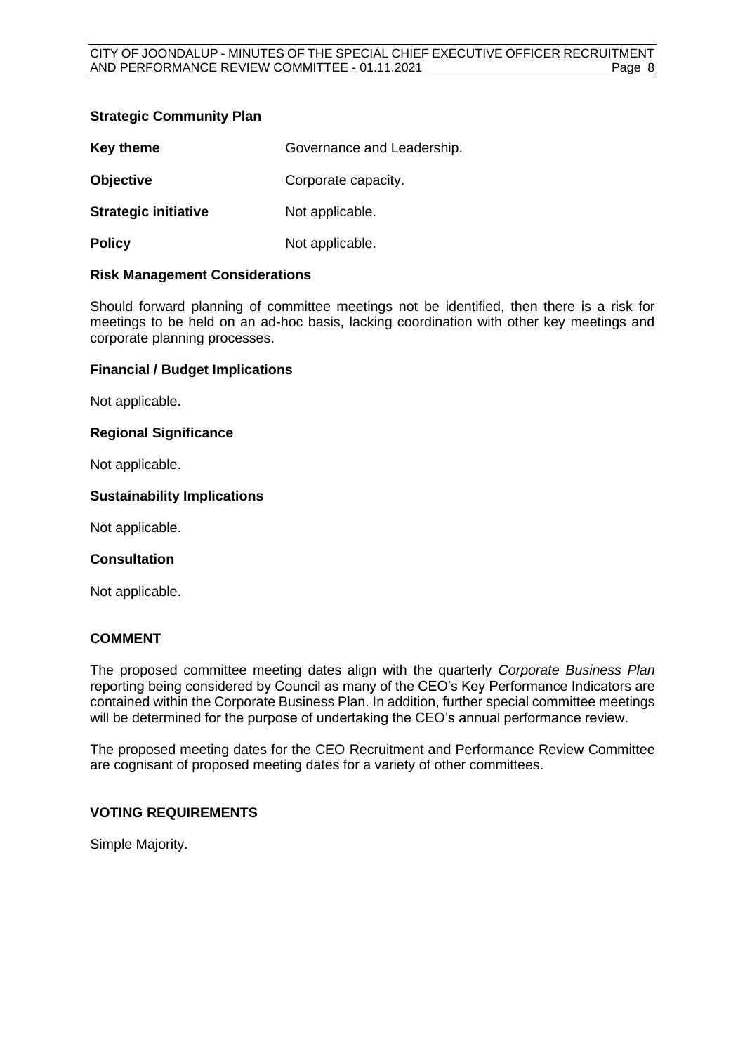### Strategic Community Plan

| | |
|---|---|
| **Key theme** | Governance and Leadership. |
| **Objective** | Corporate capacity. |
| **Strategic initiative** | Not applicable. |
| **Policy** | Not applicable. |

### Risk Management Considerations

Should forward planning of committee meetings not be identified, then there is a risk for meetings to be held on an ad-hoc basis, lacking coordination with other key meetings and corporate planning processes.

### Financial / Budget Implications

Not applicable.

### Regional Significance

Not applicable.

### Sustainability Implications

Not applicable.

### Consultation

Not applicable.

## COMMENT

The proposed committee meeting dates align with the quarterly *Corporate Business Plan* reporting being considered by Council as many of the CEO's Key Performance Indicators are contained within the Corporate Business Plan. In addition, further special committee meetings will be determined for the purpose of undertaking the CEO's annual performance review.

The proposed meeting dates for the CEO Recruitment and Performance Review Committee are cognisant of proposed meeting dates for a variety of other committees.

## VOTING REQUIREMENTS

Simple Majority.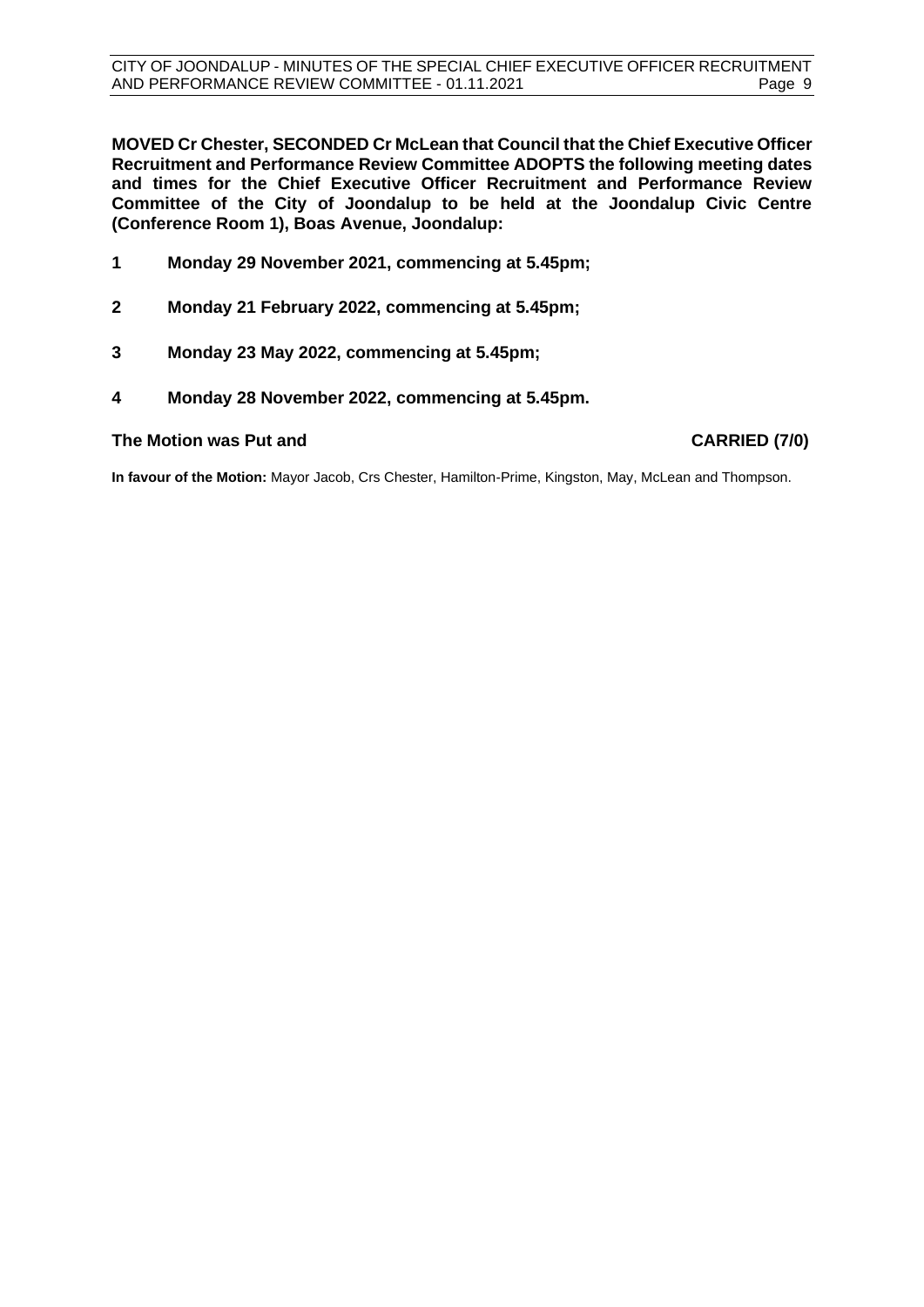**MOVED Cr Chester, SECONDED Cr McLean that Council that the Chief Executive Officer Recruitment and Performance Review Committee ADOPTS the following meeting dates and times for the Chief Executive Officer Recruitment and Performance Review Committee of the City of Joondalup to be held at the Joondalup Civic Centre (Conference Room 1), Boas Avenue, Joondalup:**

**1 Monday 29 November 2021, commencing at 5.45pm;**

**2 Monday 21 February 2022, commencing at 5.45pm;**

**3 Monday 23 May 2022, commencing at 5.45pm;**

**4 Monday 28 November 2022, commencing at 5.45pm.**

**The Motion was Put and CARRIED (7/0)**

**In favour of the Motion:** Mayor Jacob, Crs Chester, Hamilton-Prime, Kingston, May, McLean and Thompson.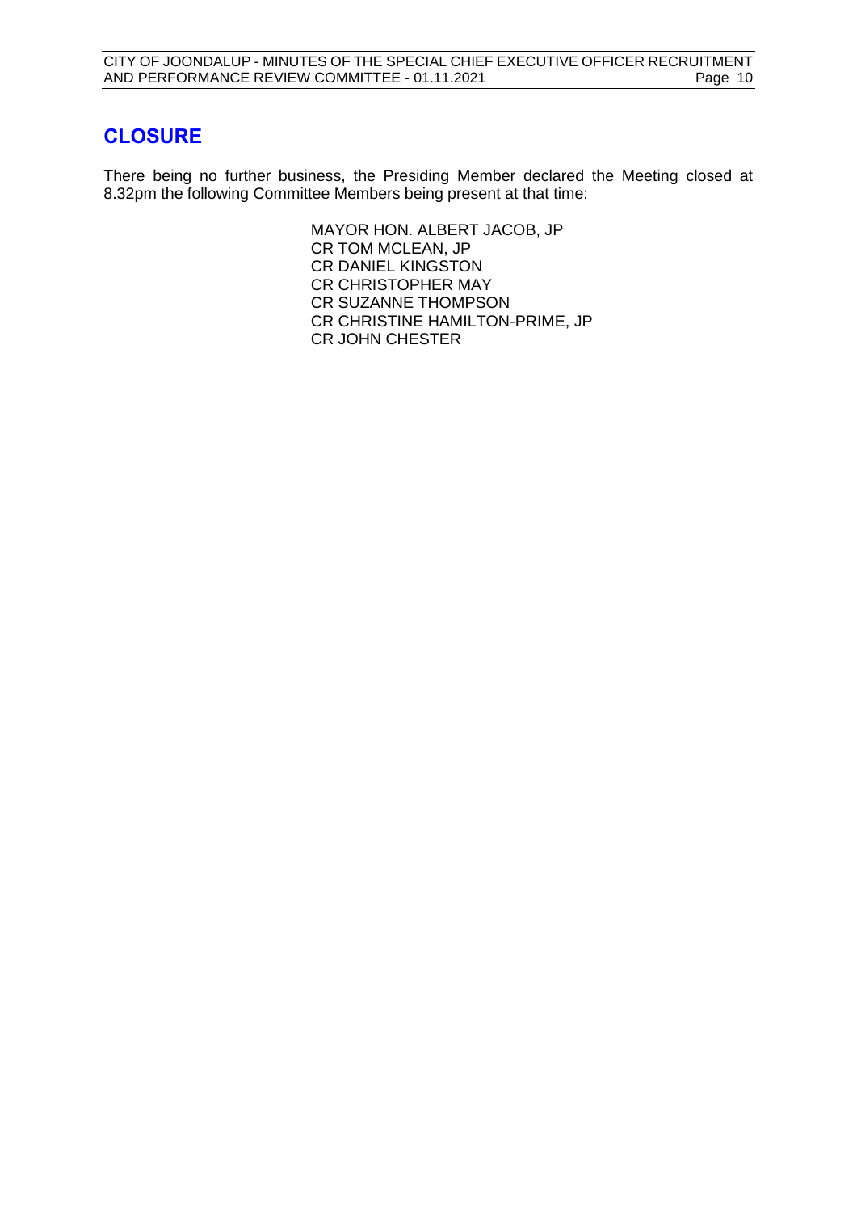## CLOSURE

There being no further business, the Presiding Member declared the Meeting closed at 8.32pm the following Committee Members being present at that time:

MAYOR HON. ALBERT JACOB, JP  
CR TOM MCLEAN, JP  
CR DANIEL KINGSTON  
CR CHRISTOPHER MAY  
CR SUZANNE THOMPSON  
CR CHRISTINE HAMILTON-PRIME, JP  
CR JOHN CHESTER